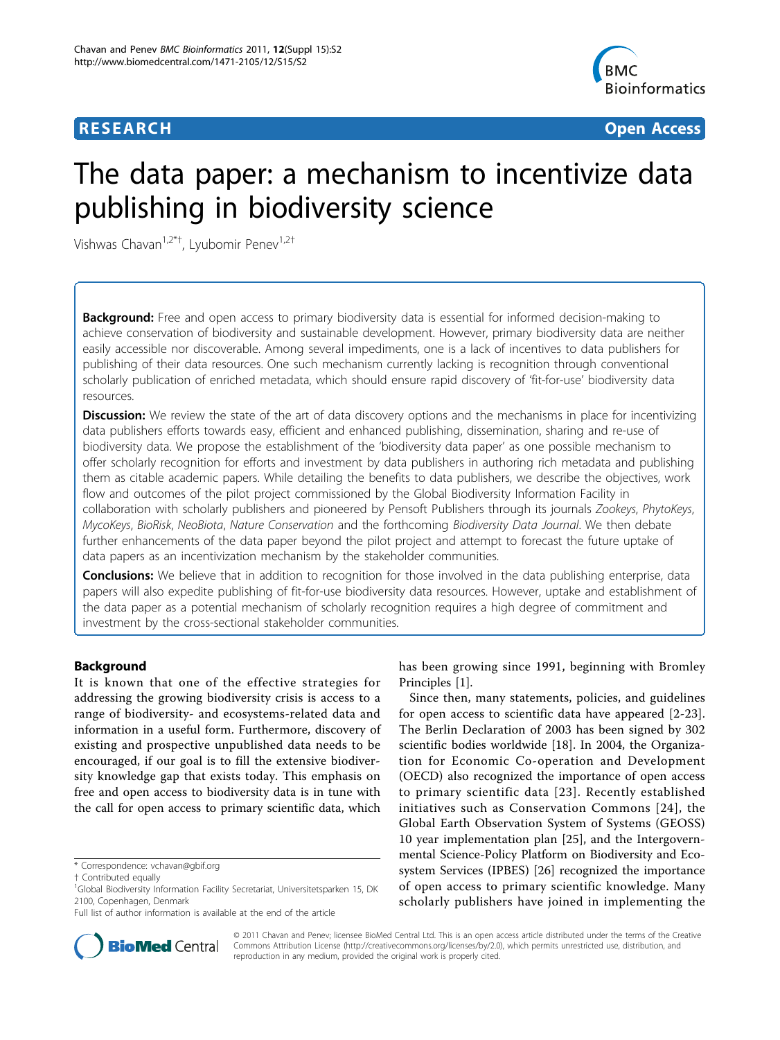**RESEARCH** **Open Access**

# The data paper: a mechanism to incentivize data publishing in biodiversity science

Vishwas Chavan[1,2*†], Lyubomir Penev[1,2†]

**Background:** Free and open access to primary biodiversity data is essential for informed decision-making to achieve conservation of biodiversity and sustainable development. However, primary biodiversity data are neither easily accessible nor discoverable. Among several impediments, one is a lack of incentives to data publishers for publishing of their data resources. One such mechanism currently lacking is recognition through conventional scholarly publication of enriched metadata, which should ensure rapid discovery of 'fit-for-use' biodiversity data resources.

**Discussion:** We review the state of the art of data discovery options and the mechanisms in place for incentivizing data publishers efforts towards easy, efficient and enhanced publishing, dissemination, sharing and re-use of biodiversity data. We propose the establishment of the 'biodiversity data paper' as one possible mechanism to offer scholarly recognition for efforts and investment by data publishers in authoring rich metadata and publishing them as citable academic papers. While detailing the benefits to data publishers, we describe the objectives, work flow and outcomes of the pilot project commissioned by the Global Biodiversity Information Facility in collaboration with scholarly publishers and pioneered by Pensoft Publishers through its journals *Zookeys*, *PhytoKeys*, *MycoKeys*, *BioRisk*, *NeoBiota*, *Nature Conservation* and the forthcoming *Biodiversity Data Journal*. We then debate further enhancements of the data paper beyond the pilot project and attempt to forecast the future uptake of data papers as an incentivization mechanism by the stakeholder communities.

**Conclusions:** We believe that in addition to recognition for those involved in the data publishing enterprise, data papers will also expedite publishing of fit-for-use biodiversity data resources. However, uptake and establishment of the data paper as a potential mechanism of scholarly recognition requires a high degree of commitment and investment by the cross-sectional stakeholder communities.

## Background

It is known that one of the effective strategies for addressing the growing biodiversity crisis is access to a range of biodiversity- and ecosystems-related data and information in a useful form. Furthermore, discovery of existing and prospective unpublished data needs to be encouraged, if our goal is to fill the extensive biodiversity knowledge gap that exists today. This emphasis on free and open access to biodiversity data is in tune with the call for open access to primary scientific data, which has been growing since 1991, beginning with Bromley Principles [1].

Since then, many statements, policies, and guidelines for open access to scientific data have appeared [2-23]. The Berlin Declaration of 2003 has been signed by 302 scientific bodies worldwide [18]. In 2004, the Organization for Economic Co-operation and Development (OECD) also recognized the importance of open access to primary scientific data [23]. Recently established initiatives such as Conservation Commons [24], the Global Earth Observation System of Systems (GEOSS) 10 year implementation plan [25], and the Intergovernmental Science-Policy Platform on Biodiversity and Ecosystem Services (IPBES) [26] recognized the importance of open access to primary scientific knowledge. Many scholarly publishers have joined in implementing the

\* Correspondence: vchavan@gbif.org
† Contributed equally
[1]Global Biodiversity Information Facility Secretariat, Universitetsparken 15, DK 2100, Copenhagen, Denmark
Full list of author information is available at the end of the article

© 2011 Chavan and Penev; licensee BioMed Central Ltd. This is an open access article distributed under the terms of the Creative Commons Attribution License (http://creativecommons.org/licenses/by/2.0), which permits unrestricted use, distribution, and reproduction in any medium, provided the original work is properly cited.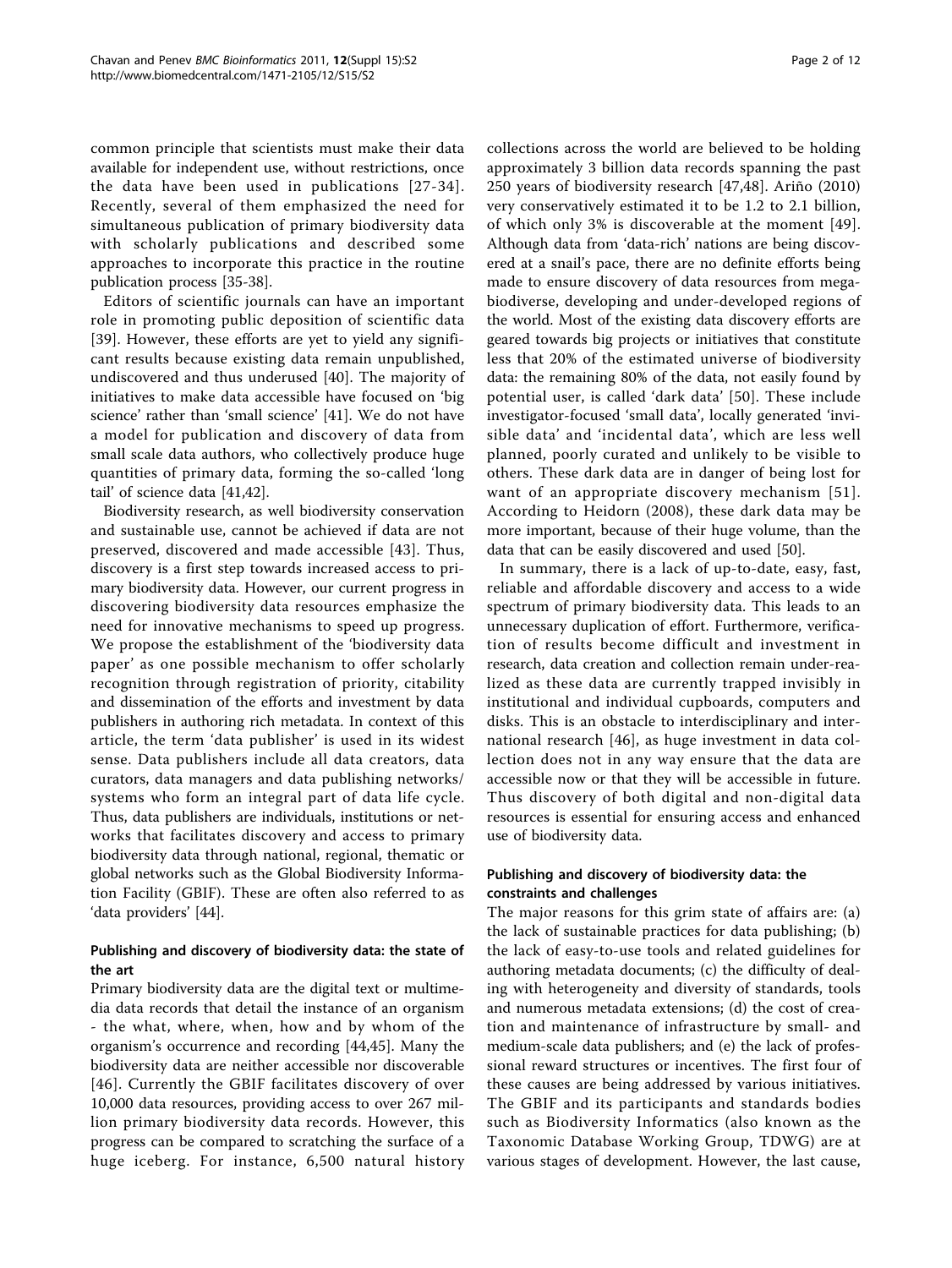common principle that scientists must make their data available for independent use, without restrictions, once the data have been used in publications [27-34]. Recently, several of them emphasized the need for simultaneous publication of primary biodiversity data with scholarly publications and described some approaches to incorporate this practice in the routine publication process [35-38].

Editors of scientific journals can have an important role in promoting public deposition of scientific data [39]. However, these efforts are yet to yield any significant results because existing data remain unpublished, undiscovered and thus underused [40]. The majority of initiatives to make data accessible have focused on 'big science' rather than 'small science' [41]. We do not have a model for publication and discovery of data from small scale data authors, who collectively produce huge quantities of primary data, forming the so-called 'long tail' of science data [41,42].

Biodiversity research, as well biodiversity conservation and sustainable use, cannot be achieved if data are not preserved, discovered and made accessible [43]. Thus, discovery is a first step towards increased access to primary biodiversity data. However, our current progress in discovering biodiversity data resources emphasize the need for innovative mechanisms to speed up progress. We propose the establishment of the 'biodiversity data paper' as one possible mechanism to offer scholarly recognition through registration of priority, citability and dissemination of the efforts and investment by data publishers in authoring rich metadata. In context of this article, the term 'data publisher' is used in its widest sense. Data publishers include all data creators, data curators, data managers and data publishing networks/ systems who form an integral part of data life cycle. Thus, data publishers are individuals, institutions or networks that facilitates discovery and access to primary biodiversity data through national, regional, thematic or global networks such as the Global Biodiversity Information Facility (GBIF). These are often also referred to as 'data providers' [44].

## Publishing and discovery of biodiversity data: the state of the art

Primary biodiversity data are the digital text or multimedia data records that detail the instance of an organism - the what, where, when, how and by whom of the organism's occurrence and recording [44,45]. Many the biodiversity data are neither accessible nor discoverable [46]. Currently the GBIF facilitates discovery of over 10,000 data resources, providing access to over 267 million primary biodiversity data records. However, this progress can be compared to scratching the surface of a huge iceberg. For instance, 6,500 natural history collections across the world are believed to be holding approximately 3 billion data records spanning the past 250 years of biodiversity research [47,48]. Ariño (2010) very conservatively estimated it to be 1.2 to 2.1 billion, of which only 3% is discoverable at the moment [49]. Although data from 'data-rich' nations are being discovered at a snail's pace, there are no definite efforts being made to ensure discovery of data resources from megabiodiverse, developing and under-developed regions of the world. Most of the existing data discovery efforts are geared towards big projects or initiatives that constitute less that 20% of the estimated universe of biodiversity data: the remaining 80% of the data, not easily found by potential user, is called 'dark data' [50]. These include investigator-focused 'small data', locally generated 'invisible data' and 'incidental data', which are less well planned, poorly curated and unlikely to be visible to others. These dark data are in danger of being lost for want of an appropriate discovery mechanism [51]. According to Heidorn (2008), these dark data may be more important, because of their huge volume, than the data that can be easily discovered and used [50].

In summary, there is a lack of up-to-date, easy, fast, reliable and affordable discovery and access to a wide spectrum of primary biodiversity data. This leads to an unnecessary duplication of effort. Furthermore, verification of results become difficult and investment in research, data creation and collection remain under-realized as these data are currently trapped invisibly in institutional and individual cupboards, computers and disks. This is an obstacle to interdisciplinary and international research [46], as huge investment in data collection does not in any way ensure that the data are accessible now or that they will be accessible in future. Thus discovery of both digital and non-digital data resources is essential for ensuring access and enhanced use of biodiversity data.

## Publishing and discovery of biodiversity data: the constraints and challenges

The major reasons for this grim state of affairs are: (a) the lack of sustainable practices for data publishing; (b) the lack of easy-to-use tools and related guidelines for authoring metadata documents; (c) the difficulty of dealing with heterogeneity and diversity of standards, tools and numerous metadata extensions; (d) the cost of creation and maintenance of infrastructure by small- and medium-scale data publishers; and (e) the lack of professional reward structures or incentives. The first four of these causes are being addressed by various initiatives. The GBIF and its participants and standards bodies such as Biodiversity Informatics (also known as the Taxonomic Database Working Group, TDWG) are at various stages of development. However, the last cause,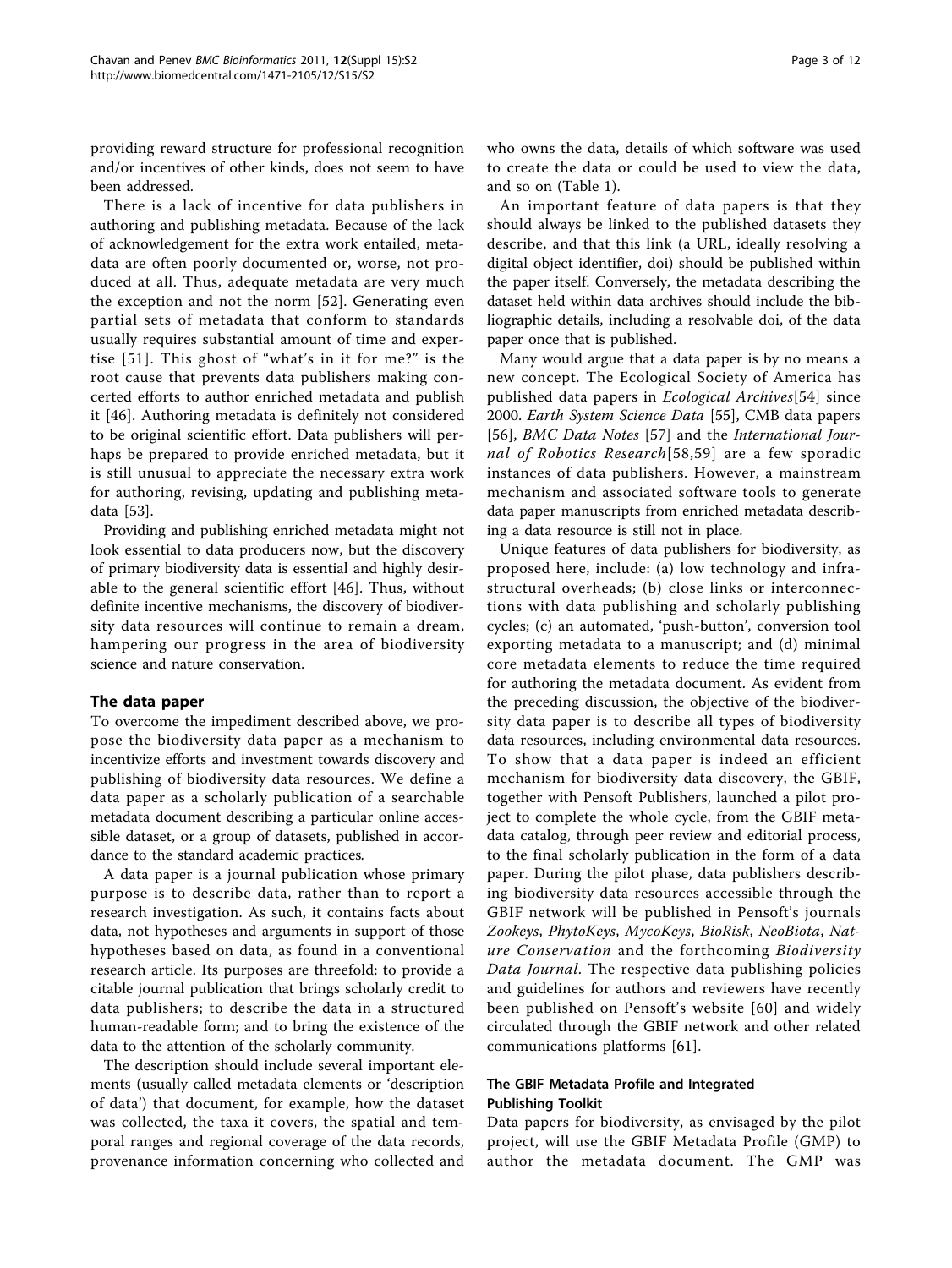providing reward structure for professional recognition and/or incentives of other kinds, does not seem to have been addressed.

There is a lack of incentive for data publishers in authoring and publishing metadata. Because of the lack of acknowledgement for the extra work entailed, metadata are often poorly documented or, worse, not produced at all. Thus, adequate metadata are very much the exception and not the norm [52]. Generating even partial sets of metadata that conform to standards usually requires substantial amount of time and expertise [51]. This ghost of "what's in it for me?" is the root cause that prevents data publishers making concerted efforts to author enriched metadata and publish it [46]. Authoring metadata is definitely not considered to be original scientific effort. Data publishers will perhaps be prepared to provide enriched metadata, but it is still unusual to appreciate the necessary extra work for authoring, revising, updating and publishing metadata [53].

Providing and publishing enriched metadata might not look essential to data producers now, but the discovery of primary biodiversity data is essential and highly desirable to the general scientific effort [46]. Thus, without definite incentive mechanisms, the discovery of biodiversity data resources will continue to remain a dream, hampering our progress in the area of biodiversity science and nature conservation.

## The data paper

To overcome the impediment described above, we propose the biodiversity data paper as a mechanism to incentivize efforts and investment towards discovery and publishing of biodiversity data resources. We define a data paper as a scholarly publication of a searchable metadata document describing a particular online accessible dataset, or a group of datasets, published in accordance to the standard academic practices.

A data paper is a journal publication whose primary purpose is to describe data, rather than to report a research investigation. As such, it contains facts about data, not hypotheses and arguments in support of those hypotheses based on data, as found in a conventional research article. Its purposes are threefold: to provide a citable journal publication that brings scholarly credit to data publishers; to describe the data in a structured human-readable form; and to bring the existence of the data to the attention of the scholarly community.

The description should include several important elements (usually called metadata elements or 'description of data') that document, for example, how the dataset was collected, the taxa it covers, the spatial and temporal ranges and regional coverage of the data records, provenance information concerning who collected and who owns the data, details of which software was used to create the data or could be used to view the data, and so on (Table 1).

An important feature of data papers is that they should always be linked to the published datasets they describe, and that this link (a URL, ideally resolving a digital object identifier, doi) should be published within the paper itself. Conversely, the metadata describing the dataset held within data archives should include the bibliographic details, including a resolvable doi, of the data paper once that is published.

Many would argue that a data paper is by no means a new concept. The Ecological Society of America has published data papers in *Ecological Archives*[54] since 2000. *Earth System Science Data* [55], CMB data papers [56], *BMC Data Notes* [57] and the *International Journal of Robotics Research*[58,59] are a few sporadic instances of data publishers. However, a mainstream mechanism and associated software tools to generate data paper manuscripts from enriched metadata describing a data resource is still not in place.

Unique features of data publishers for biodiversity, as proposed here, include: (a) low technology and infrastructural overheads; (b) close links or interconnections with data publishing and scholarly publishing cycles; (c) an automated, 'push-button', conversion tool exporting metadata to a manuscript; and (d) minimal core metadata elements to reduce the time required for authoring the metadata document. As evident from the preceding discussion, the objective of the biodiversity data paper is to describe all types of biodiversity data resources, including environmental data resources. To show that a data paper is indeed an efficient mechanism for biodiversity data discovery, the GBIF, together with Pensoft Publishers, launched a pilot project to complete the whole cycle, from the GBIF metadata catalog, through peer review and editorial process, to the final scholarly publication in the form of a data paper. During the pilot phase, data publishers describing biodiversity data resources accessible through the GBIF network will be published in Pensoft's journals *Zookeys*, *PhytoKeys*, *MycoKeys*, *BioRisk*, *NeoBiota*, *Nature Conservation* and the forthcoming *Biodiversity Data Journal*. The respective data publishing policies and guidelines for authors and reviewers have recently been published on Pensoft's website [60] and widely circulated through the GBIF network and other related communications platforms [61].

### The GBIF Metadata Profile and Integrated Publishing Toolkit

Data papers for biodiversity, as envisaged by the pilot project, will use the GBIF Metadata Profile (GMP) to author the metadata document. The GMP was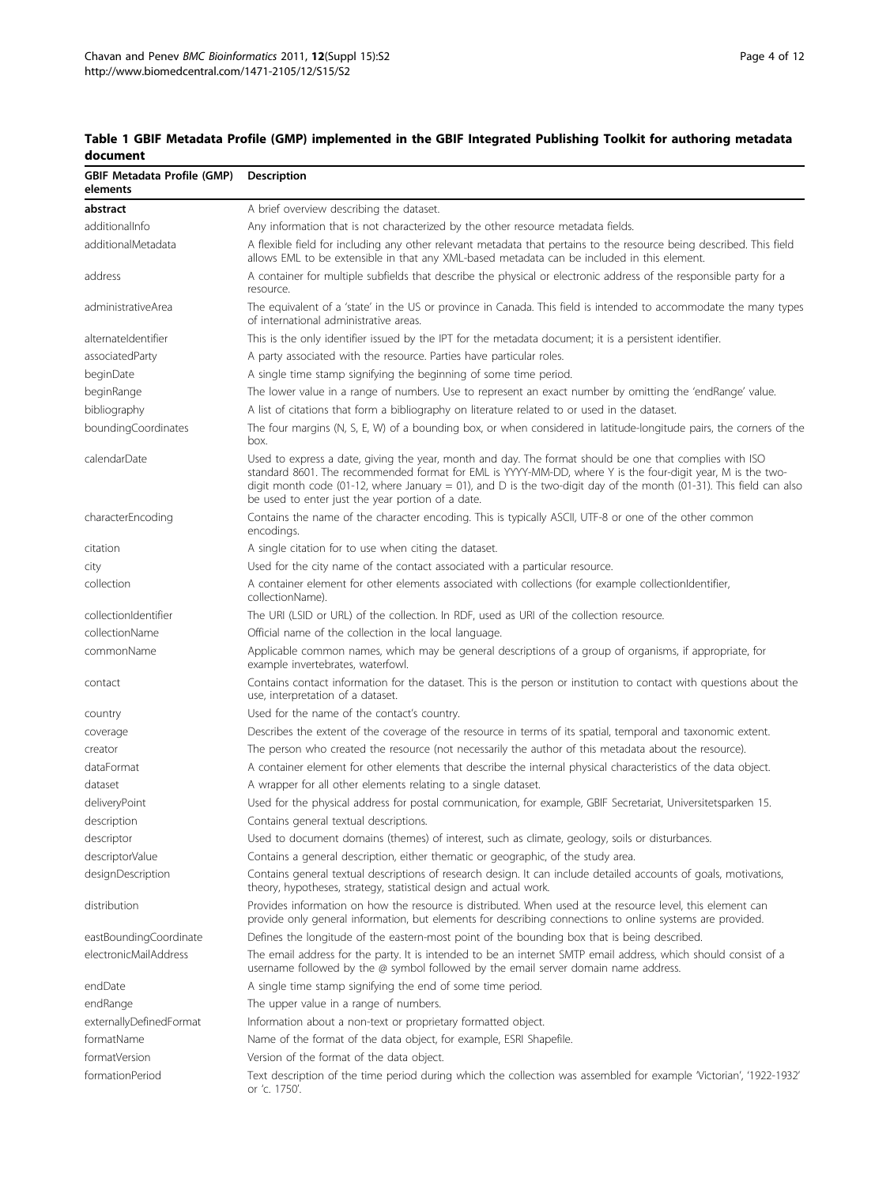**Table 1 GBIF Metadata Profile (GMP) implemented in the GBIF Integrated Publishing Toolkit for authoring metadata document**

| GBIF Metadata Profile (GMP) elements | Description |
|---|---|
| **abstract** | A brief overview describing the dataset. |
| additionalInfo | Any information that is not characterized by the other resource metadata fields. |
| additionalMetadata | A flexible field for including any other relevant metadata that pertains to the resource being described. This field allows EML to be extensible in that any XML-based metadata can be included in this element. |
| address | A container for multiple subfields that describe the physical or electronic address of the responsible party for a resource. |
| administrativeArea | The equivalent of a 'state' in the US or province in Canada. This field is intended to accommodate the many types of international administrative areas. |
| alternateIdentifier | This is the only identifier issued by the IPT for the metadata document; it is a persistent identifier. |
| associatedParty | A party associated with the resource. Parties have particular roles. |
| beginDate | A single time stamp signifying the beginning of some time period. |
| beginRange | The lower value in a range of numbers. Use to represent an exact number by omitting the 'endRange' value. |
| bibliography | A list of citations that form a bibliography on literature related to or used in the dataset. |
| boundingCoordinates | The four margins (N, S, E, W) of a bounding box, or when considered in latitude-longitude pairs, the corners of the box. |
| calendarDate | Used to express a date, giving the year, month and day. The format should be one that complies with ISO standard 8601. The recommended format for EML is YYYY-MM-DD, where Y is the four-digit year, M is the two-digit month code (01-12, where January = 01), and D is the two-digit day of the month (01-31). This field can also be used to enter just the year portion of a date. |
| characterEncoding | Contains the name of the character encoding. This is typically ASCII, UTF-8 or one of the other common encodings. |
| citation | A single citation for to use when citing the dataset. |
| city | Used for the city name of the contact associated with a particular resource. |
| collection | A container element for other elements associated with collections (for example collectionIdentifier, collectionName). |
| collectionIdentifier | The URI (LSID or URL) of the collection. In RDF, used as URI of the collection resource. |
| collectionName | Official name of the collection in the local language. |
| commonName | Applicable common names, which may be general descriptions of a group of organisms, if appropriate, for example invertebrates, waterfowl. |
| contact | Contains contact information for the dataset. This is the person or institution to contact with questions about the use, interpretation of a dataset. |
| country | Used for the name of the contact's country. |
| coverage | Describes the extent of the coverage of the resource in terms of its spatial, temporal and taxonomic extent. |
| creator | The person who created the resource (not necessarily the author of this metadata about the resource). |
| dataFormat | A container element for other elements that describe the internal physical characteristics of the data object. |
| dataset | A wrapper for all other elements relating to a single dataset. |
| deliveryPoint | Used for the physical address for postal communication, for example, GBIF Secretariat, Universitetsparken 15. |
| description | Contains general textual descriptions. |
| descriptor | Used to document domains (themes) of interest, such as climate, geology, soils or disturbances. |
| descriptorValue | Contains a general description, either thematic or geographic, of the study area. |
| designDescription | Contains general textual descriptions of research design. It can include detailed accounts of goals, motivations, theory, hypotheses, strategy, statistical design and actual work. |
| distribution | Provides information on how the resource is distributed. When used at the resource level, this element can provide only general information, but elements for describing connections to online systems are provided. |
| eastBoundingCoordinate | Defines the longitude of the eastern-most point of the bounding box that is being described. |
| electronicMailAddress | The email address for the party. It is intended to be an internet SMTP email address, which should consist of a username followed by the @ symbol followed by the email server domain name address. |
| endDate | A single time stamp signifying the end of some time period. |
| endRange | The upper value in a range of numbers. |
| externallyDefinedFormat | Information about a non-text or proprietary formatted object. |
| formatName | Name of the format of the data object, for example, ESRI Shapefile. |
| formatVersion | Version of the format of the data object. |
| formationPeriod | Text description of the time period during which the collection was assembled for example 'Victorian', '1922-1932' or 'c. 1750'. |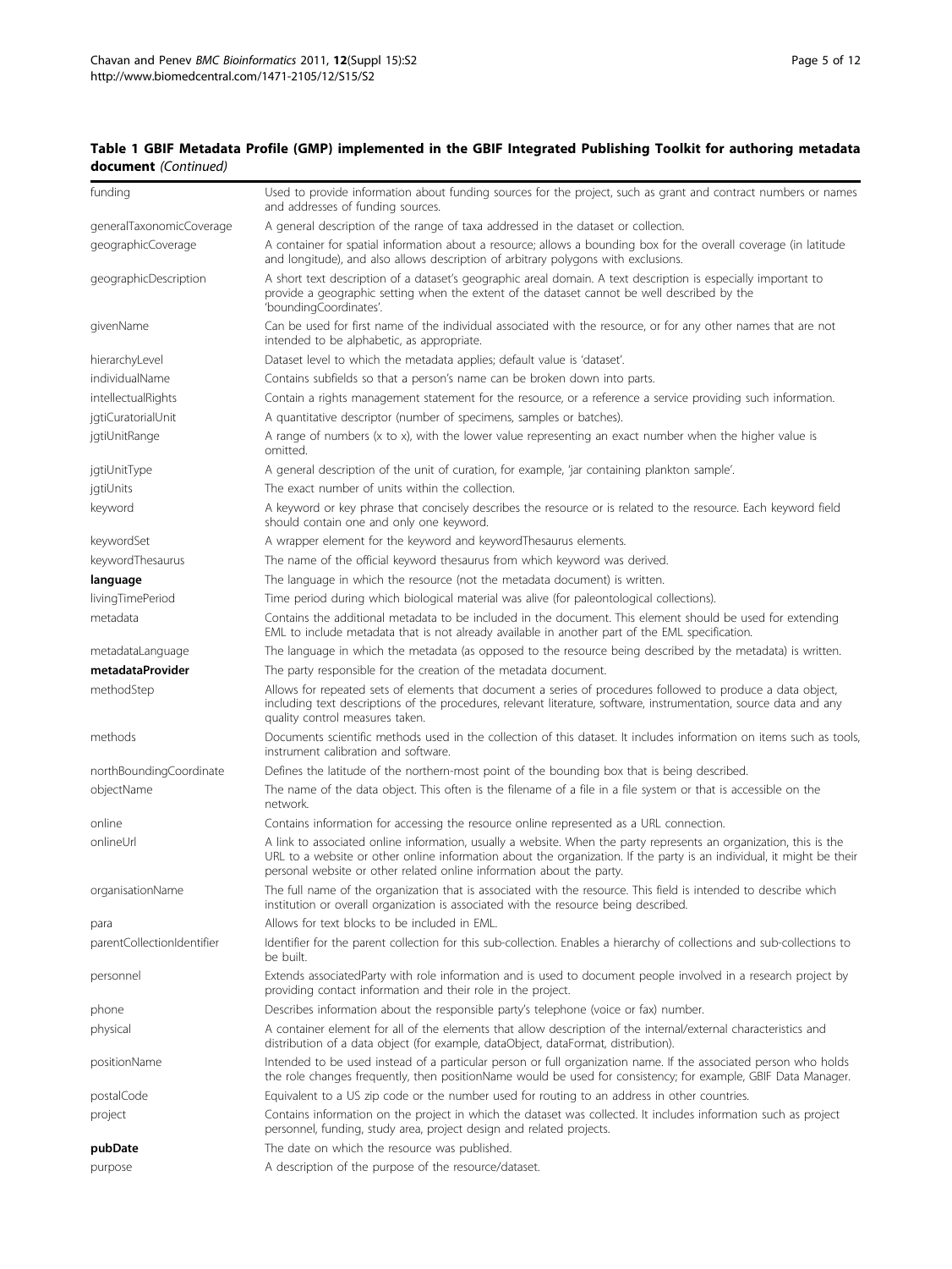**Table 1 GBIF Metadata Profile (GMP) implemented in the GBIF Integrated Publishing Toolkit for authoring metadata document** *(Continued)*

| | |
|---|---|
| funding | Used to provide information about funding sources for the project, such as grant and contract numbers or names and addresses of funding sources. |
| generalTaxonomicCoverage | A general description of the range of taxa addressed in the dataset or collection. |
| geographicCoverage | A container for spatial information about a resource; allows a bounding box for the overall coverage (in latitude and longitude), and also allows description of arbitrary polygons with exclusions. |
| geographicDescription | A short text description of a dataset's geographic areal domain. A text description is especially important to provide a geographic setting when the extent of the dataset cannot be well described by the 'boundingCoordinates'. |
| givenName | Can be used for first name of the individual associated with the resource, or for any other names that are not intended to be alphabetic, as appropriate. |
| hierarchyLevel | Dataset level to which the metadata applies; default value is 'dataset'. |
| individualName | Contains subfields so that a person's name can be broken down into parts. |
| intellectualRights | Contain a rights management statement for the resource, or a reference a service providing such information. |
| jgtiCuratorialUnit | A quantitative descriptor (number of specimens, samples or batches). |
| jgtiUnitRange | A range of numbers (x to x), with the lower value representing an exact number when the higher value is omitted. |
| jgtiUnitType | A general description of the unit of curation, for example, 'jar containing plankton sample'. |
| jgtiUnits | The exact number of units within the collection. |
| keyword | A keyword or key phrase that concisely describes the resource or is related to the resource. Each keyword field should contain one and only one keyword. |
| keywordSet | A wrapper element for the keyword and keywordThesaurus elements. |
| keywordThesaurus | The name of the official keyword thesaurus from which keyword was derived. |
| **language** | The language in which the resource (not the metadata document) is written. |
| livingTimePeriod | Time period during which biological material was alive (for paleontological collections). |
| metadata | Contains the additional metadata to be included in the document. This element should be used for extending EML to include metadata that is not already available in another part of the EML specification. |
| metadataLanguage | The language in which the metadata (as opposed to the resource being described by the metadata) is written. |
| **metadataProvider** | The party responsible for the creation of the metadata document. |
| methodStep | Allows for repeated sets of elements that document a series of procedures followed to produce a data object, including text descriptions of the procedures, relevant literature, software, instrumentation, source data and any quality control measures taken. |
| methods | Documents scientific methods used in the collection of this dataset. It includes information on items such as tools, instrument calibration and software. |
| northBoundingCoordinate | Defines the latitude of the northern-most point of the bounding box that is being described. |
| objectName | The name of the data object. This often is the filename of a file in a file system or that is accessible on the network. |
| online | Contains information for accessing the resource online represented as a URL connection. |
| onlineUrl | A link to associated online information, usually a website. When the party represents an organization, this is the URL to a website or other online information about the organization. If the party is an individual, it might be their personal website or other related online information about the party. |
| organisationName | The full name of the organization that is associated with the resource. This field is intended to describe which institution or overall organization is associated with the resource being described. |
| para | Allows for text blocks to be included in EML. |
| parentCollectionIdentifier | Identifier for the parent collection for this sub-collection. Enables a hierarchy of collections and sub-collections to be built. |
| personnel | Extends associatedParty with role information and is used to document people involved in a research project by providing contact information and their role in the project. |
| phone | Describes information about the responsible party's telephone (voice or fax) number. |
| physical | A container element for all of the elements that allow description of the internal/external characteristics and distribution of a data object (for example, dataObject, dataFormat, distribution). |
| positionName | Intended to be used instead of a particular person or full organization name. If the associated person who holds the role changes frequently, then positionName would be used for consistency; for example, GBIF Data Manager. |
| postalCode | Equivalent to a US zip code or the number used for routing to an address in other countries. |
| project | Contains information on the project in which the dataset was collected. It includes information such as project personnel, funding, study area, project design and related projects. |
| **pubDate** | The date on which the resource was published. |
| purpose | A description of the purpose of the resource/dataset. |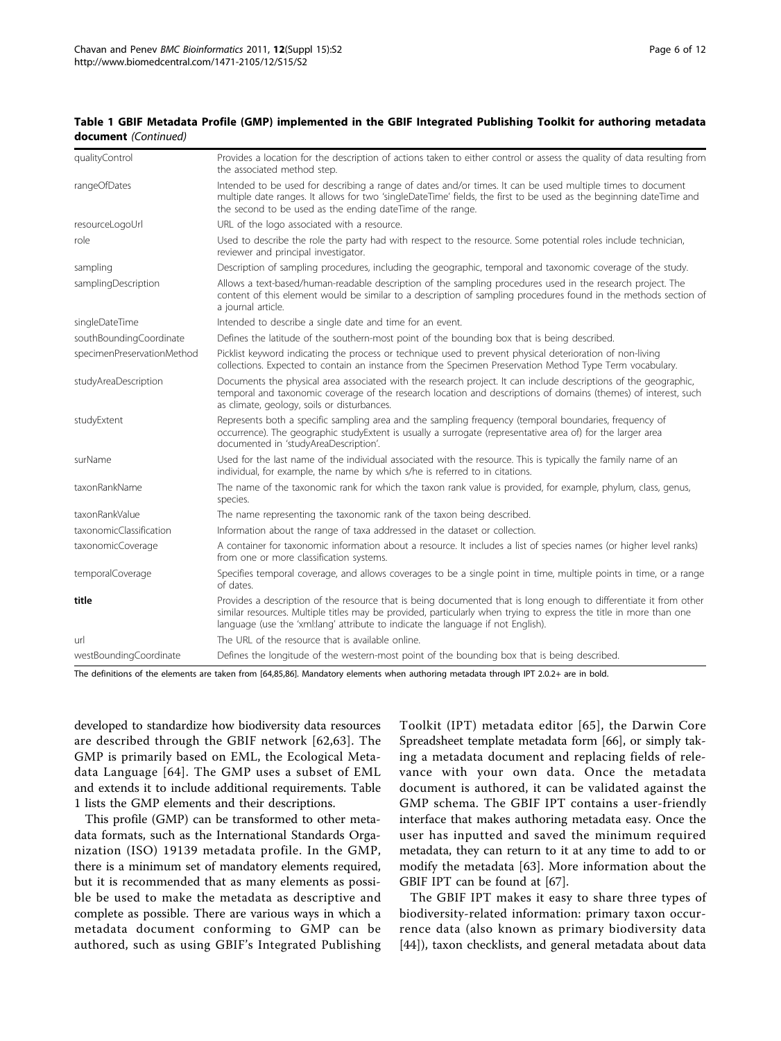**Table 1 GBIF Metadata Profile (GMP) implemented in the GBIF Integrated Publishing Toolkit for authoring metadata document** *(Continued)*

| | |
|---|---|
| qualityControl | Provides a location for the description of actions taken to either control or assess the quality of data resulting from the associated method step. |
| rangeOfDates | Intended to be used for describing a range of dates and/or times. It can be used multiple times to document multiple date ranges. It allows for two 'singleDateTime' fields, the first to be used as the beginning dateTime and the second to be used as the ending dateTime of the range. |
| resourceLogoUrl | URL of the logo associated with a resource. |
| role | Used to describe the role the party had with respect to the resource. Some potential roles include technician, reviewer and principal investigator. |
| sampling | Description of sampling procedures, including the geographic, temporal and taxonomic coverage of the study. |
| samplingDescription | Allows a text-based/human-readable description of the sampling procedures used in the research project. The content of this element would be similar to a description of sampling procedures found in the methods section of a journal article. |
| singleDateTime | Intended to describe a single date and time for an event. |
| southBoundingCoordinate | Defines the latitude of the southern-most point of the bounding box that is being described. |
| specimenPreservationMethod | Picklist keyword indicating the process or technique used to prevent physical deterioration of non-living collections. Expected to contain an instance from the Specimen Preservation Method Type Term vocabulary. |
| studyAreaDescription | Documents the physical area associated with the research project. It can include descriptions of the geographic, temporal and taxonomic coverage of the research location and descriptions of domains (themes) of interest, such as climate, geology, soils or disturbances. |
| studyExtent | Represents both a specific sampling area and the sampling frequency (temporal boundaries, frequency of occurrence). The geographic studyExtent is usually a surrogate (representative area of) for the larger area documented in 'studyAreaDescription'. |
| surName | Used for the last name of the individual associated with the resource. This is typically the family name of an individual, for example, the name by which s/he is referred to in citations. |
| taxonRankName | The name of the taxonomic rank for which the taxon rank value is provided, for example, phylum, class, genus, species. |
| taxonRankValue | The name representing the taxonomic rank of the taxon being described. |
| taxonomicClassification | Information about the range of taxa addressed in the dataset or collection. |
| taxonomicCoverage | A container for taxonomic information about a resource. It includes a list of species names (or higher level ranks) from one or more classification systems. |
| temporalCoverage | Specifies temporal coverage, and allows coverages to be a single point in time, multiple points in time, or a range of dates. |
| **title** | Provides a description of the resource that is being documented that is long enough to differentiate it from other similar resources. Multiple titles may be provided, particularly when trying to express the title in more than one language (use the 'xml:lang' attribute to indicate the language if not English). |
| url | The URL of the resource that is available online. |
| westBoundingCoordinate | Defines the longitude of the western-most point of the bounding box that is being described. |

The definitions of the elements are taken from [64,85,86]. Mandatory elements when authoring metadata through IPT 2.0.2+ are in bold.

developed to standardize how biodiversity data resources are described through the GBIF network [62,63]. The GMP is primarily based on EML, the Ecological Metadata Language [64]. The GMP uses a subset of EML and extends it to include additional requirements. Table 1 lists the GMP elements and their descriptions.

This profile (GMP) can be transformed to other metadata formats, such as the International Standards Organization (ISO) 19139 metadata profile. In the GMP, there is a minimum set of mandatory elements required, but it is recommended that as many elements as possible be used to make the metadata as descriptive and complete as possible. There are various ways in which a metadata document conforming to GMP can be authored, such as using GBIF's Integrated Publishing Toolkit (IPT) metadata editor [65], the Darwin Core Spreadsheet template metadata form [66], or simply taking a metadata document and replacing fields of relevance with your own data. Once the metadata document is authored, it can be validated against the GMP schema. The GBIF IPT contains a user-friendly interface that makes authoring metadata easy. Once the user has inputted and saved the minimum required metadata, they can return to it at any time to add to or modify the metadata [63]. More information about the GBIF IPT can be found at [67].

The GBIF IPT makes it easy to share three types of biodiversity-related information: primary taxon occurrence data (also known as primary biodiversity data [44]), taxon checklists, and general metadata about data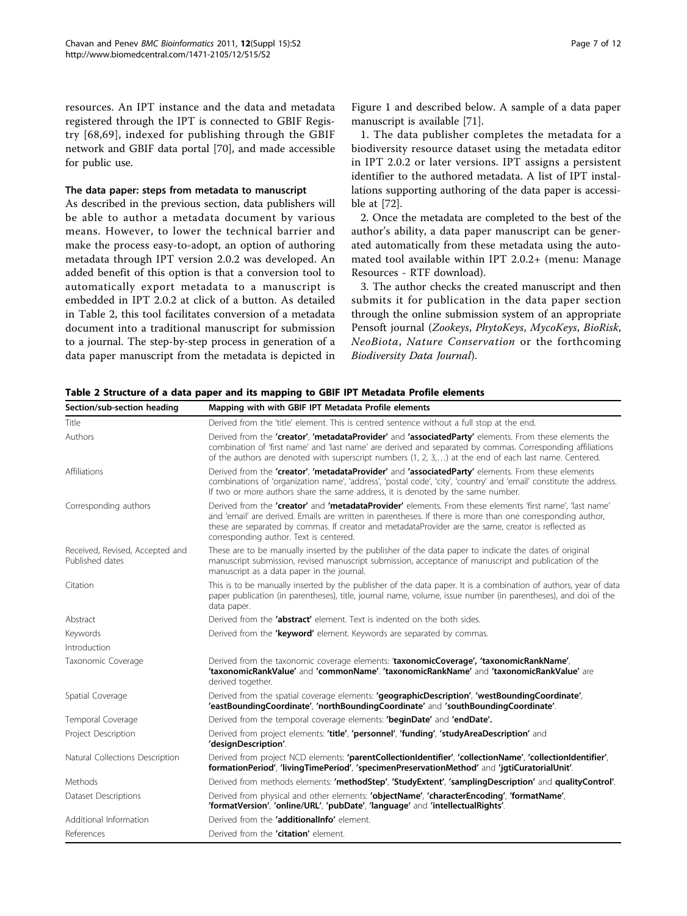resources. An IPT instance and the data and metadata registered through the IPT is connected to GBIF Registry [68,69], indexed for publishing through the GBIF network and GBIF data portal [70], and made accessible for public use.

#### The data paper: steps from metadata to manuscript

As described in the previous section, data publishers will be able to author a metadata document by various means. However, to lower the technical barrier and make the process easy-to-adopt, an option of authoring metadata through IPT version 2.0.2 was developed. An added benefit of this option is that a conversion tool to automatically export metadata to a manuscript is embedded in IPT 2.0.2 at click of a button. As detailed in Table 2, this tool facilitates conversion of a metadata document into a traditional manuscript for submission to a journal. The step-by-step process in generation of a data paper manuscript from the metadata is depicted in Figure 1 and described below. A sample of a data paper manuscript is available [71].

1. The data publisher completes the metadata for a biodiversity resource dataset using the metadata editor in IPT 2.0.2 or later versions. IPT assigns a persistent identifier to the authored metadata. A list of IPT installations supporting authoring of the data paper is accessible at [72].

2. Once the metadata are completed to the best of the author's ability, a data paper manuscript can be generated automatically from these metadata using the automated tool available within IPT 2.0.2+ (menu: Manage Resources - RTF download).

3. The author checks the created manuscript and then submits it for publication in the data paper section through the online submission system of an appropriate Pensoft journal (*Zookeys*, *PhytoKeys*, *MycoKeys*, *BioRisk*, *NeoBiota*, *Nature Conservation* or the forthcoming *Biodiversity Data Journal*).

**Table 2 Structure of a data paper and its mapping to GBIF IPT Metadata Profile elements**

| Section/sub-section heading | Mapping with with GBIF IPT Metadata Profile elements |
|---|---|
| Title | Derived from the 'title' element. This is centred sentence without a full stop at the end. |
| Authors | Derived from the **'creator'**, **'metadataProvider'** and **'associatedParty'** elements. From these elements the combination of 'first name' and 'last name' are derived and separated by commas. Corresponding affiliations of the authors are denoted with superscript numbers (1, 2, 3,…) at the end of each last name. Centered. |
| Affiliations | Derived from the **'creator'**, **'metadataProvider'** and **'associatedParty'** elements. From these elements combinations of 'organization name', 'address', 'postal code', 'city', 'country' and 'email' constitute the address. If two or more authors share the same address, it is denoted by the same number. |
| Corresponding authors | Derived from the **'creator'** and **'metadataProvider'** elements. From these elements 'first name', 'last name' and 'email' are derived. Emails are written in parentheses. If there is more than one corresponding author, these are separated by commas. If creator and metadataProvider are the same, creator is reflected as corresponding author. Text is centered. |
| Received, Revised, Accepted and Published dates | These are to be manually inserted by the publisher of the data paper to indicate the dates of original manuscript submission, revised manuscript submission, acceptance of manuscript and publication of the manuscript as a data paper in the journal. |
| Citation | This is to be manually inserted by the publisher of the data paper. It is a combination of authors, year of data paper publication (in parentheses), title, journal name, volume, issue number (in parentheses), and doi of the data paper. |
| Abstract | Derived from the **'abstract'** element. Text is indented on the both sides. |
| Keywords | Derived from the **'keyword'** element. Keywords are separated by commas. |
| Introduction | |
| Taxonomic Coverage | Derived from the taxonomic coverage elements: **'taxonomicCoverage', 'taxonomicRankName', 'taxonomicRankValue'** and **'commonName'**. **'taxonomicRankName'** and **'taxonomicRankValue'** are derived together. |
| Spatial Coverage | Derived from the spatial coverage elements: **'geographicDescription'**, **'westBoundingCoordinate'**, **'eastBoundingCoordinate'**, **'northBoundingCoordinate'** and **'southBoundingCoordinate'**. |
| Temporal Coverage | Derived from the temporal coverage elements: **'beginDate'** and **'endDate'.** |
| Project Description | Derived from project elements: **'title'**, **'personnel'**, **'funding'**, **'studyAreaDescription'** and **'designDescription'**. |
| Natural Collections Description | Derived from project NCD elements: **'parentCollectionIdentifier'**, **'collectionName'**, **'collectionIdentifier'**, **formationPeriod'**, **'livingTimePeriod'**, **'specimenPreservationMethod'** and **'jgtiCuratorialUnit'**. |
| Methods | Derived from methods elements: **'methodStep'**, **'StudyExtent'**, **'samplingDescription'** and **qualityControl'**. |
| Dataset Descriptions | Derived from physical and other elements: **'objectName'**, **'characterEncoding'**, **'formatName'**, **'formatVersion'**, **'online/URL'**, **'pubDate'**, **'language'** and **'intellectualRights'**. |
| Additional Information | Derived from the **'additionalInfo'** element. |
| References | Derived from the **'citation'** element. |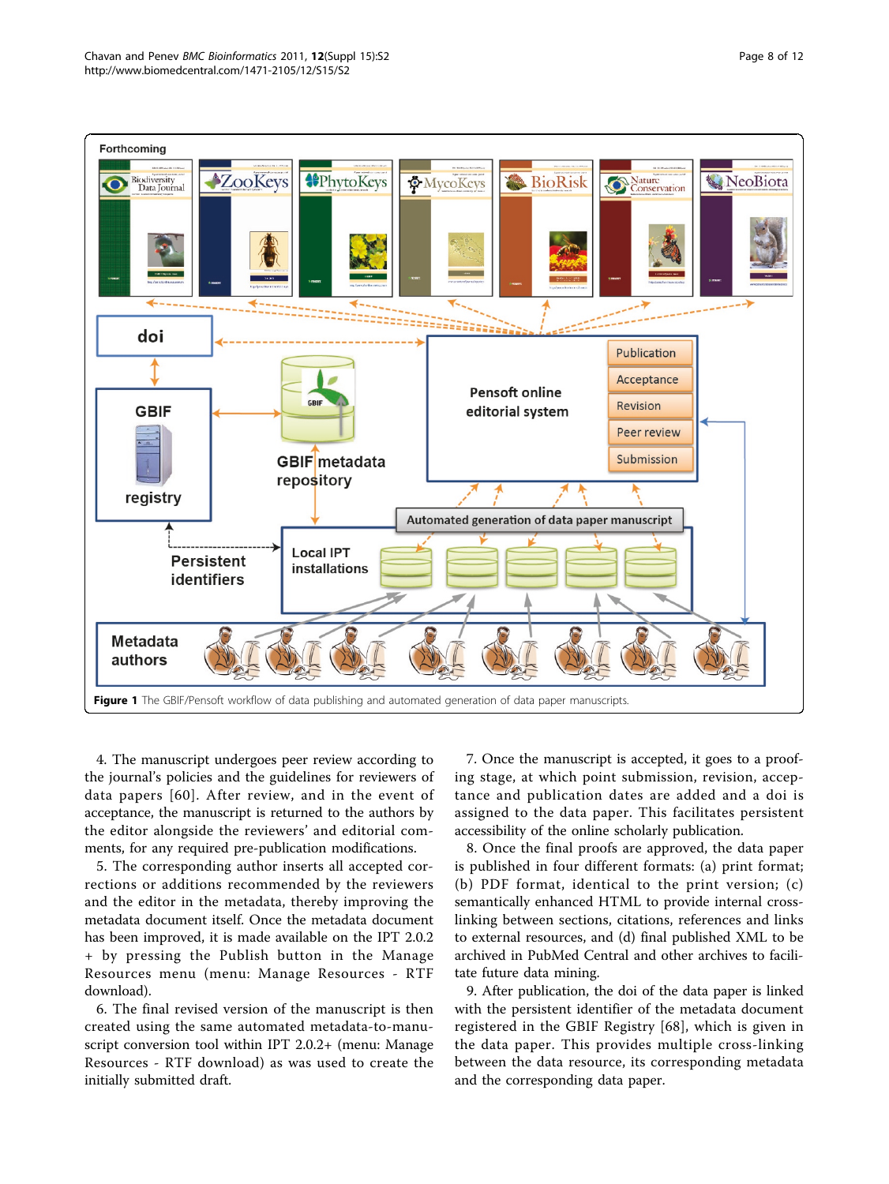**Figure 1** The GBIF/Pensoft workflow of data publishing and automated generation of data paper manuscripts.

4. The manuscript undergoes peer review according to the journal's policies and the guidelines for reviewers of data papers [60]. After review, and in the event of acceptance, the manuscript is returned to the authors by the editor alongside the reviewers' and editorial comments, for any required pre-publication modifications.

5. The corresponding author inserts all accepted corrections or additions recommended by the reviewers and the editor in the metadata, thereby improving the metadata document itself. Once the metadata document has been improved, it is made available on the IPT 2.0.2 + by pressing the Publish button in the Manage Resources menu (menu: Manage Resources - RTF download).

6. The final revised version of the manuscript is then created using the same automated metadata-to-manuscript conversion tool within IPT 2.0.2+ (menu: Manage Resources - RTF download) as was used to create the initially submitted draft.

7. Once the manuscript is accepted, it goes to a proofing stage, at which point submission, revision, acceptance and publication dates are added and a doi is assigned to the data paper. This facilitates persistent accessibility of the online scholarly publication.

8. Once the final proofs are approved, the data paper is published in four different formats: (a) print format; (b) PDF format, identical to the print version; (c) semantically enhanced HTML to provide internal cross-linking between sections, citations, references and links to external resources, and (d) final published XML to be archived in PubMed Central and other archives to facilitate future data mining.

9. After publication, the doi of the data paper is linked with the persistent identifier of the metadata document registered in the GBIF Registry [68], which is given in the data paper. This provides multiple cross-linking between the data resource, its corresponding metadata and the corresponding data paper.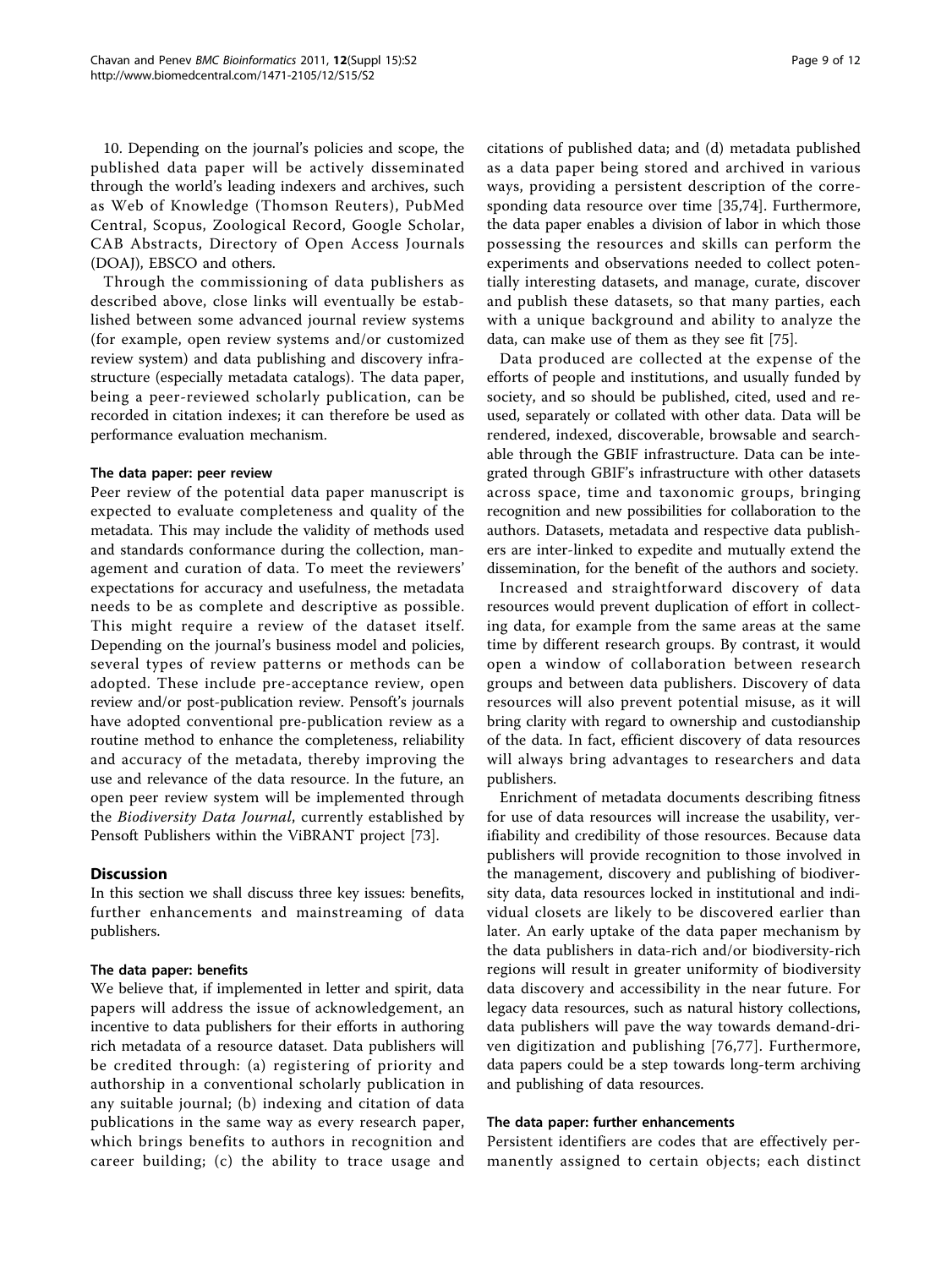10. Depending on the journal's policies and scope, the published data paper will be actively disseminated through the world's leading indexers and archives, such as Web of Knowledge (Thomson Reuters), PubMed Central, Scopus, Zoological Record, Google Scholar, CAB Abstracts, Directory of Open Access Journals (DOAJ), EBSCO and others.

Through the commissioning of data publishers as described above, close links will eventually be established between some advanced journal review systems (for example, open review systems and/or customized review system) and data publishing and discovery infrastructure (especially metadata catalogs). The data paper, being a peer-reviewed scholarly publication, can be recorded in citation indexes; it can therefore be used as performance evaluation mechanism.

### The data paper: peer review

Peer review of the potential data paper manuscript is expected to evaluate completeness and quality of the metadata. This may include the validity of methods used and standards conformance during the collection, management and curation of data. To meet the reviewers' expectations for accuracy and usefulness, the metadata needs to be as complete and descriptive as possible. This might require a review of the dataset itself. Depending on the journal's business model and policies, several types of review patterns or methods can be adopted. These include pre-acceptance review, open review and/or post-publication review. Pensoft's journals have adopted conventional pre-publication review as a routine method to enhance the completeness, reliability and accuracy of the metadata, thereby improving the use and relevance of the data resource. In the future, an open peer review system will be implemented through the *Biodiversity Data Journal*, currently established by Pensoft Publishers within the ViBRANT project [73].

## Discussion

In this section we shall discuss three key issues: benefits, further enhancements and mainstreaming of data publishers.

### The data paper: benefits

We believe that, if implemented in letter and spirit, data papers will address the issue of acknowledgement, an incentive to data publishers for their efforts in authoring rich metadata of a resource dataset. Data publishers will be credited through: (a) registering of priority and authorship in a conventional scholarly publication in any suitable journal; (b) indexing and citation of data publications in the same way as every research paper, which brings benefits to authors in recognition and career building; (c) the ability to trace usage and citations of published data; and (d) metadata published as a data paper being stored and archived in various ways, providing a persistent description of the corresponding data resource over time [35,74]. Furthermore, the data paper enables a division of labor in which those possessing the resources and skills can perform the experiments and observations needed to collect potentially interesting datasets, and manage, curate, discover and publish these datasets, so that many parties, each with a unique background and ability to analyze the data, can make use of them as they see fit [75].

Data produced are collected at the expense of the efforts of people and institutions, and usually funded by society, and so should be published, cited, used and re-used, separately or collated with other data. Data will be rendered, indexed, discoverable, browsable and searchable through the GBIF infrastructure. Data can be integrated through GBIF's infrastructure with other datasets across space, time and taxonomic groups, bringing recognition and new possibilities for collaboration to the authors. Datasets, metadata and respective data publishers are inter-linked to expedite and mutually extend the dissemination, for the benefit of the authors and society.

Increased and straightforward discovery of data resources would prevent duplication of effort in collecting data, for example from the same areas at the same time by different research groups. By contrast, it would open a window of collaboration between research groups and between data publishers. Discovery of data resources will also prevent potential misuse, as it will bring clarity with regard to ownership and custodianship of the data. In fact, efficient discovery of data resources will always bring advantages to researchers and data publishers.

Enrichment of metadata documents describing fitness for use of data resources will increase the usability, verifiability and credibility of those resources. Because data publishers will provide recognition to those involved in the management, discovery and publishing of biodiversity data, data resources locked in institutional and individual closets are likely to be discovered earlier than later. An early uptake of the data paper mechanism by the data publishers in data-rich and/or biodiversity-rich regions will result in greater uniformity of biodiversity data discovery and accessibility in the near future. For legacy data resources, such as natural history collections, data publishers will pave the way towards demand-driven digitization and publishing [76,77]. Furthermore, data papers could be a step towards long-term archiving and publishing of data resources.

### The data paper: further enhancements

Persistent identifiers are codes that are effectively permanently assigned to certain objects; each distinct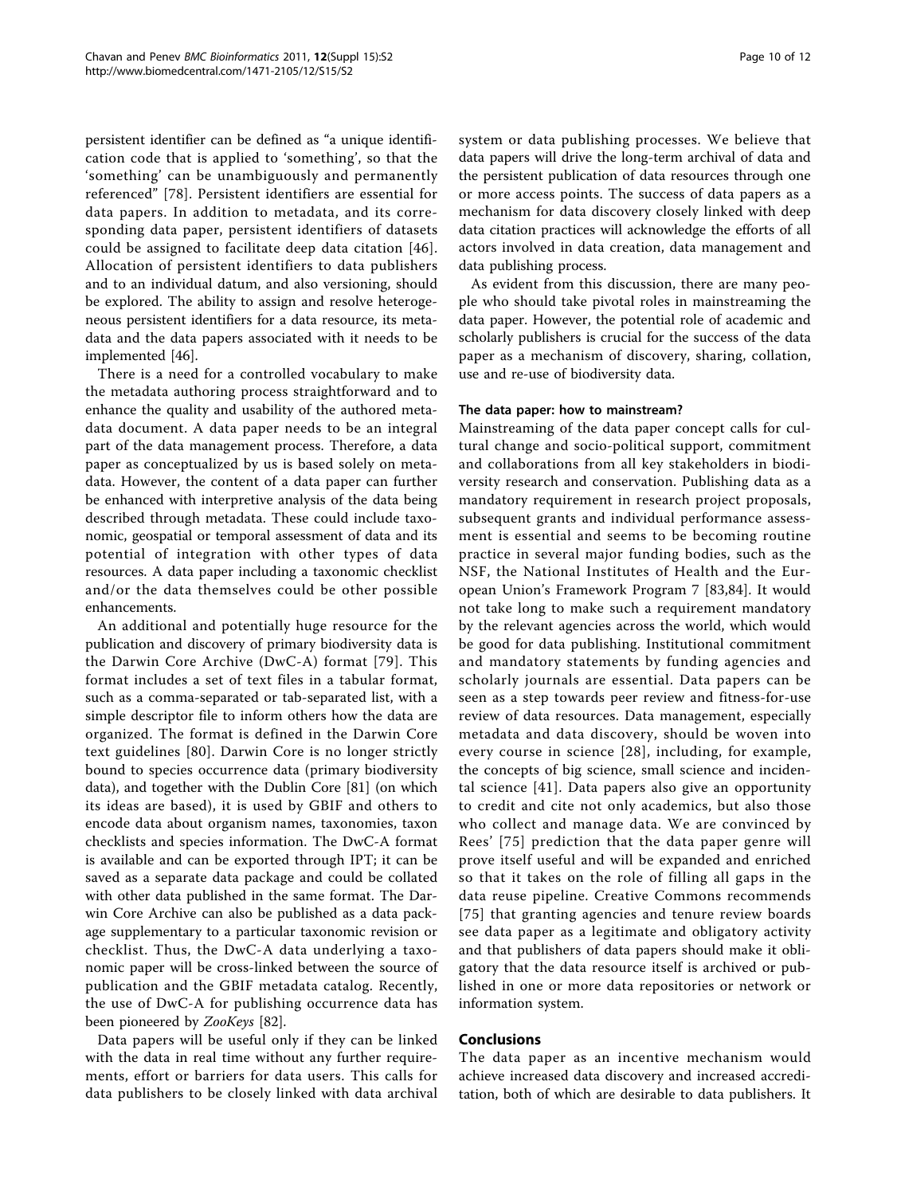persistent identifier can be defined as "a unique identification code that is applied to 'something', so that the 'something' can be unambiguously and permanently referenced" [78]. Persistent identifiers are essential for data papers. In addition to metadata, and its corresponding data paper, persistent identifiers of datasets could be assigned to facilitate deep data citation [46]. Allocation of persistent identifiers to data publishers and to an individual datum, and also versioning, should be explored. The ability to assign and resolve heterogeneous persistent identifiers for a data resource, its metadata and the data papers associated with it needs to be implemented [46].

There is a need for a controlled vocabulary to make the metadata authoring process straightforward and to enhance the quality and usability of the authored metadata document. A data paper needs to be an integral part of the data management process. Therefore, a data paper as conceptualized by us is based solely on metadata. However, the content of a data paper can further be enhanced with interpretive analysis of the data being described through metadata. These could include taxonomic, geospatial or temporal assessment of data and its potential of integration with other types of data resources. A data paper including a taxonomic checklist and/or the data themselves could be other possible enhancements.

An additional and potentially huge resource for the publication and discovery of primary biodiversity data is the Darwin Core Archive (DwC-A) format [79]. This format includes a set of text files in a tabular format, such as a comma-separated or tab-separated list, with a simple descriptor file to inform others how the data are organized. The format is defined in the Darwin Core text guidelines [80]. Darwin Core is no longer strictly bound to species occurrence data (primary biodiversity data), and together with the Dublin Core [81] (on which its ideas are based), it is used by GBIF and others to encode data about organism names, taxonomies, taxon checklists and species information. The DwC-A format is available and can be exported through IPT; it can be saved as a separate data package and could be collated with other data published in the same format. The Darwin Core Archive can also be published as a data package supplementary to a particular taxonomic revision or checklist. Thus, the DwC-A data underlying a taxonomic paper will be cross-linked between the source of publication and the GBIF metadata catalog. Recently, the use of DwC-A for publishing occurrence data has been pioneered by *ZooKeys* [82].

Data papers will be useful only if they can be linked with the data in real time without any further requirements, effort or barriers for data users. This calls for data publishers to be closely linked with data archival system or data publishing processes. We believe that data papers will drive the long-term archival of data and the persistent publication of data resources through one or more access points. The success of data papers as a mechanism for data discovery closely linked with deep data citation practices will acknowledge the efforts of all actors involved in data creation, data management and data publishing process.

As evident from this discussion, there are many people who should take pivotal roles in mainstreaming the data paper. However, the potential role of academic and scholarly publishers is crucial for the success of the data paper as a mechanism of discovery, sharing, collation, use and re-use of biodiversity data.

#### The data paper: how to mainstream?

Mainstreaming of the data paper concept calls for cultural change and socio-political support, commitment and collaborations from all key stakeholders in biodiversity research and conservation. Publishing data as a mandatory requirement in research project proposals, subsequent grants and individual performance assessment is essential and seems to be becoming routine practice in several major funding bodies, such as the NSF, the National Institutes of Health and the European Union's Framework Program 7 [83,84]. It would not take long to make such a requirement mandatory by the relevant agencies across the world, which would be good for data publishing. Institutional commitment and mandatory statements by funding agencies and scholarly journals are essential. Data papers can be seen as a step towards peer review and fitness-for-use review of data resources. Data management, especially metadata and data discovery, should be woven into every course in science [28], including, for example, the concepts of big science, small science and incidental science [41]. Data papers also give an opportunity to credit and cite not only academics, but also those who collect and manage data. We are convinced by Rees' [75] prediction that the data paper genre will prove itself useful and will be expanded and enriched so that it takes on the role of filling all gaps in the data reuse pipeline. Creative Commons recommends [75] that granting agencies and tenure review boards see data paper as a legitimate and obligatory activity and that publishers of data papers should make it obligatory that the data resource itself is archived or published in one or more data repositories or network or information system.

### Conclusions

The data paper as an incentive mechanism would achieve increased data discovery and increased accreditation, both of which are desirable to data publishers. It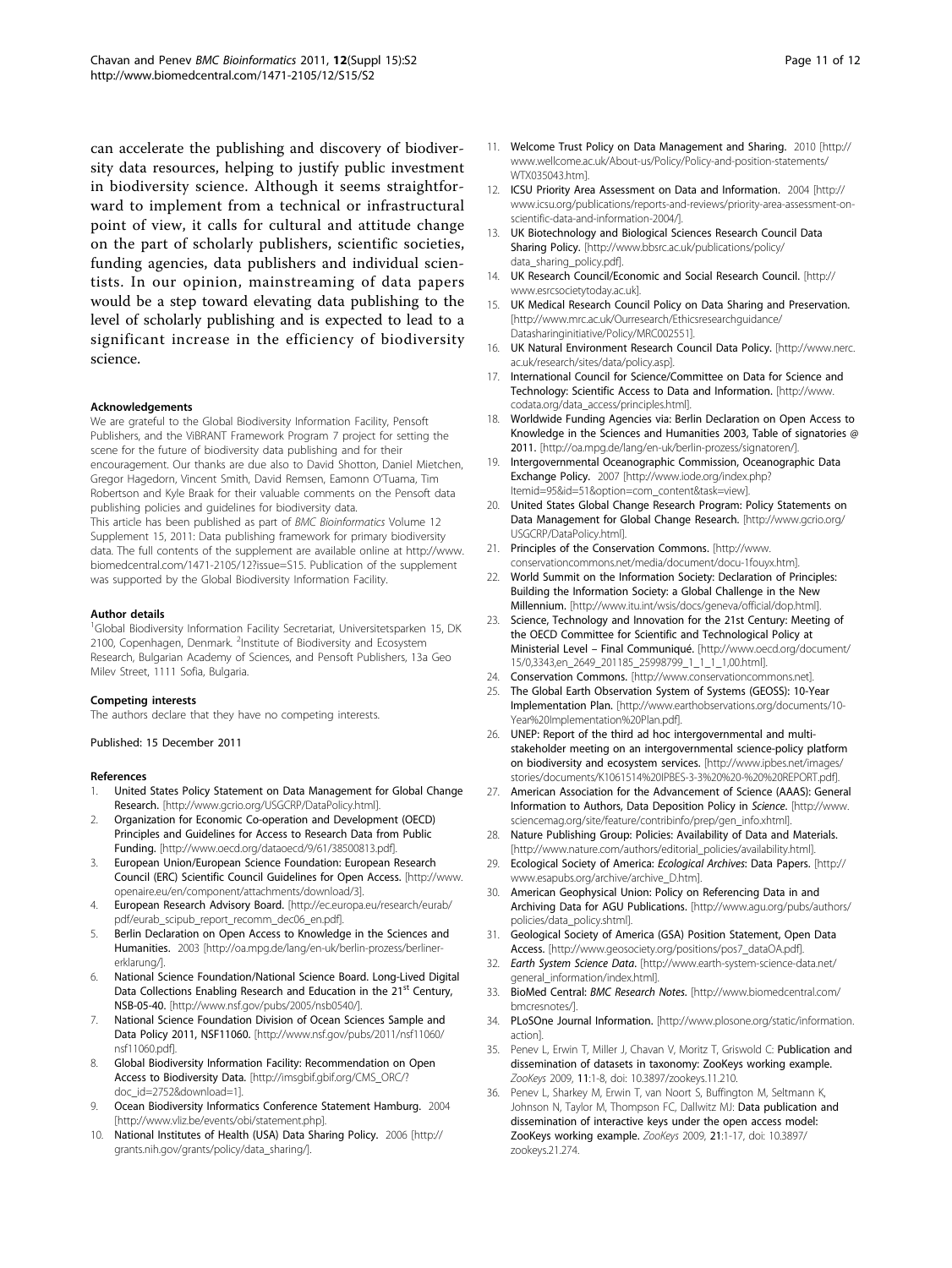can accelerate the publishing and discovery of biodiversity data resources, helping to justify public investment in biodiversity science. Although it seems straightforward to implement from a technical or infrastructural point of view, it calls for cultural and attitude change on the part of scholarly publishers, scientific societies, funding agencies, data publishers and individual scientists. In our opinion, mainstreaming of data papers would be a step toward elevating data publishing to the level of scholarly publishing and is expected to lead to a significant increase in the efficiency of biodiversity science.

#### Acknowledgements

We are grateful to the Global Biodiversity Information Facility, Pensoft Publishers, and the ViBRANT Framework Program 7 project for setting the scene for the future of biodiversity data publishing and for their encouragement. Our thanks are due also to David Shotton, Daniel Mietchen, Gregor Hagedorn, Vincent Smith, David Remsen, Eamonn O'Tuama, Tim Robertson and Kyle Braak for their valuable comments on the Pensoft data publishing policies and guidelines for biodiversity data.

This article has been published as part of *BMC Bioinformatics* Volume 12 Supplement 15, 2011: Data publishing framework for primary biodiversity data. The full contents of the supplement are available online at http://www.biomedcentral.com/1471-2105/12?issue=S15. Publication of the supplement was supported by the Global Biodiversity Information Facility.

#### Author details

[1]Global Biodiversity Information Facility Secretariat, Universitetsparken 15, DK 2100, Copenhagen, Denmark. [2]Institute of Biodiversity and Ecosystem Research, Bulgarian Academy of Sciences, and Pensoft Publishers, 13a Geo Milev Street, 1111 Sofia, Bulgaria.

#### Competing interests

The authors declare that they have no competing interests.

Published: 15 December 2011

#### References

1. **United States Policy Statement on Data Management for Global Change Research.** [http://www.gcrio.org/USGCRP/DataPolicy.html].
2. **Organization for Economic Co-operation and Development (OECD) Principles and Guidelines for Access to Research Data from Public Funding.** [http://www.oecd.org/dataoecd/9/61/38500813.pdf].
3. **European Union/European Science Foundation: European Research Council (ERC) Scientific Council Guidelines for Open Access.** [http://www.openaire.eu/en/component/attachments/download/3].
4. **European Research Advisory Board.** [http://ec.europa.eu/research/eurab/pdf/eurab_scipub_report_recomm_dec06_en.pdf].
5. **Berlin Declaration on Open Access to Knowledge in the Sciences and Humanities.** 2003 [http://oa.mpg.de/lang/en-uk/berlin-prozess/berliner-erklarung/].
6. **National Science Foundation/National Science Board. Long-Lived Digital Data Collections Enabling Research and Education in the 21st Century, NSB-05-40.** [http://www.nsf.gov/pubs/2005/nsb0540/].
7. **National Science Foundation Division of Ocean Sciences Sample and Data Policy 2011, NSF11060.** [http://www.nsf.gov/pubs/2011/nsf11060/nsf11060.pdf].
8. **Global Biodiversity Information Facility: Recommendation on Open Access to Biodiversity Data.** [http://imsgbif.gbif.org/CMS_ORC/?doc_id=2752&download=1].
9. **Ocean Biodiversity Informatics Conference Statement Hamburg.** 2004 [http://www.vliz.be/events/obi/statement.php].
10. **National Institutes of Health (USA) Data Sharing Policy.** 2006 [http://grants.nih.gov/grants/policy/data_sharing/].
11. **Welcome Trust Policy on Data Management and Sharing.** 2010 [http://www.wellcome.ac.uk/About-us/Policy/Policy-and-position-statements/WTX035043.htm].
12. **ICSU Priority Area Assessment on Data and Information.** 2004 [http://www.icsu.org/publications/reports-and-reviews/priority-area-assessment-on-scientific-data-and-information-2004/].
13. **UK Biotechnology and Biological Sciences Research Council Data Sharing Policy.** [http://www.bbsrc.ac.uk/publications/policy/data_sharing_policy.pdf].
14. **UK Research Council/Economic and Social Research Council.** [http://www.esrcsocietytoday.ac.uk].
15. **UK Medical Research Council Policy on Data Sharing and Preservation.** [http://www.mrc.ac.uk/Ourresearch/Ethicsresearchguidance/Datasharinginitiative/Policy/MRC002551].
16. **UK Natural Environment Research Council Data Policy.** [http://www.nerc.ac.uk/research/sites/data/policy.asp].
17. **International Council for Science/Committee on Data for Science and Technology: Scientific Access to Data and Information.** [http://www.codata.org/data_access/principles.html].
18. **Worldwide Funding Agencies via: Berlin Declaration on Open Access to Knowledge in the Sciences and Humanities 2003, Table of signatories @ 2011.** [http://oa.mpg.de/lang/en-uk/berlin-prozess/signatoren/].
19. **Intergovernmental Oceanographic Commission, Oceanographic Data Exchange Policy.** 2007 [http://www.iode.org/index.php?Itemid=95&id=51&option=com_content&task=view].
20. **United States Global Change Research Program: Policy Statements on Data Management for Global Change Research.** [http://www.gcrio.org/USGCRP/DataPolicy.html].
21. **Principles of the Conservation Commons.** [http://www.conservationcommons.net/media/document/docu-1fouyx.htm].
22. **World Summit on the Information Society: Declaration of Principles: Building the Information Society: a Global Challenge in the New Millennium.** [http://www.itu.int/wsis/docs/geneva/official/dop.html].
23. **Science, Technology and Innovation for the 21st Century: Meeting of the OECD Committee for Scientific and Technological Policy at Ministerial Level – Final Communiqué.** [http://www.oecd.org/document/15/0,3343,en_2649_201185_25998799_1_1_1_1,00.html].
24. **Conservation Commons.** [http://www.conservationcommons.net].
25. **The Global Earth Observation System of Systems (GEOSS): 10-Year Implementation Plan.** [http://www.earthobservations.org/documents/10-Year%20Implementation%20Plan.pdf].
26. **UNEP: Report of the third ad hoc intergovernmental and multi-stakeholder meeting on an intergovernmental science-policy platform on biodiversity and ecosystem services.** [http://www.ipbes.net/images/stories/documents/K1061514%20IPBES-3-3%20%20-%20%20REPORT.pdf].
27. **American Association for the Advancement of Science (AAAS): General Information to Authors, Data Deposition Policy in *Science*.** [http://www.sciencemag.org/site/feature/contribinfo/prep/gen_info.xhtml].
28. **Nature Publishing Group: Policies: Availability of Data and Materials.** [http://www.nature.com/authors/editorial_policies/availability.html].
29. **Ecological Society of America: *Ecological Archives*: Data Papers.** [http://www.esapubs.org/archive/archive_D.htm].
30. **American Geophysical Union: Policy on Referencing Data in and Archiving Data for AGU Publications.** [http://www.agu.org/pubs/authors/policies/data_policy.shtml].
31. **Geological Society of America (GSA) Position Statement, Open Data Access.** [http://www.geosociety.org/positions/pos7_dataOA.pdf].
32. ***Earth System Science Data*.** [http://www.earth-system-science-data.net/general_information/index.html].
33. **BioMed Central: *BMC Research Notes*.** [http://www.biomedcentral.com/bmcresnotes/].
34. **PLoSOne Journal Information.** [http://www.plosone.org/static/information.action].
35. Penev L, Erwin T, Miller J, Chavan V, Moritz T, Griswold C: **Publication and dissemination of datasets in taxonomy: ZooKeys working example.** *ZooKeys* 2009, **11**:1-8, doi: 10.3897/zookeys.11.210.
36. Penev L, Sharkey M, Erwin T, van Noort S, Buffington M, Seltmann K, Johnson N, Taylor M, Thompson FC, Dallwitz MJ: **Data publication and dissemination of interactive keys under the open access model: ZooKeys working example.** *ZooKeys* 2009, **21**:1-17, doi: 10.3897/zookeys.21.274.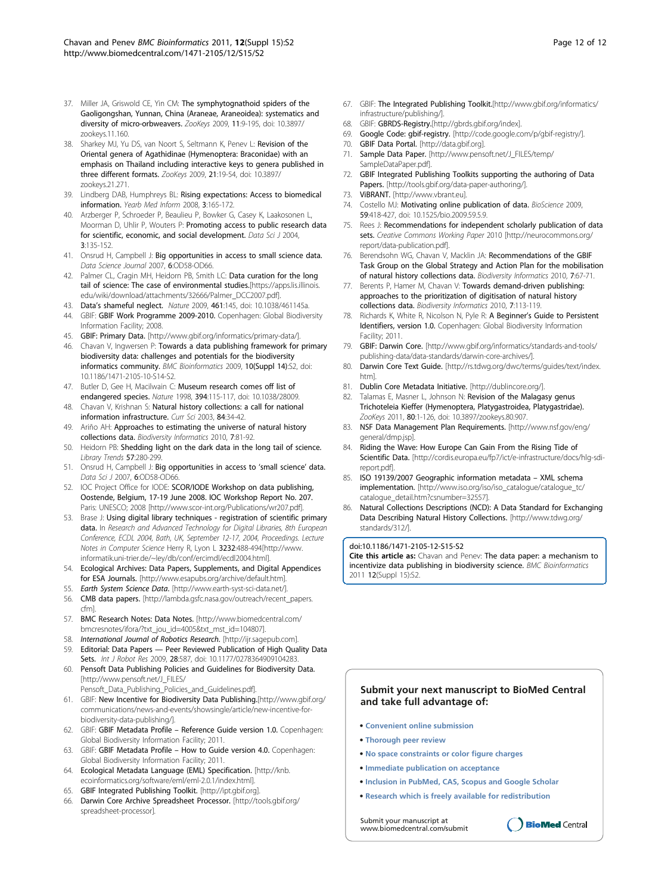37. Miller JA, Griswold CE, Yin CM: **The symphytognathoid spiders of the Gaoligongshan, Yunnan, China (Araneae, Araneoidea): systematics and diversity of micro-orbweavers.** *ZooKeys* 2009, **11**:9-195, doi: 10.3897/zookeys.11.160.
38. Sharkey MJ, Yu DS, van Noort S, Seltmann K, Penev L: **Revision of the Oriental genera of Agathidinae (Hymenoptera: Braconidae) with an emphasis on Thailand including interactive keys to genera published in three different formats.** *ZooKeys* 2009, **21**:19-54, doi: 10.3897/zookeys.21.271.
39. Lindberg DAB, Humphreys BL: **Rising expectations: Access to biomedical information.** *Yearb Med Inform* 2008, **3**:165-172.
40. Arzberger P, Schroeder P, Beaulieu P, Bowker G, Casey K, Laaksonen L, Moorman D, Uhlir P, Wouters P: **Promoting access to public research data for scientific, economic, and social development.** *Data Sci J* 2004, **3**:135-152.
41. Onsrud H, Campbell J: **Big opportunities in access to small science data.** *Data Science Journal* 2007, **6**:OD58-OD66.
42. Palmer CL, Cragin MH, Heidorn PB, Smith LC: **Data curation for the long tail of science: The case of environmental studies.**[https://apps.lis.illinois.edu/wiki/download/attachments/32666/Palmer_DCC2007.pdf].
43. **Data's shameful neglect.** *Nature* 2009, **461**:145, doi: 10.1038/461145a.
44. GBIF: **GBIF Work Programme 2009-2010.** Copenhagen: Global Biodiversity Information Facility; 2008.
45. **GBIF: Primary Data.** [http://www.gbif.org/informatics/primary-data/].
46. Chavan V, Ingwersen P: **Towards a data publishing framework for primary biodiversity data: challenges and potentials for the biodiversity informatics community.** *BMC Bioinformatics* 2009, **10(Suppl 14)**:S2, doi: 10.1186/1471-2105-10-S14-S2.
47. Butler D, Gee H, Macilwain C: **Museum research comes off list of endangered species.** *Nature* 1998, **394**:115-117, doi: 10.1038/28009.
48. Chavan V, Krishnan S: **Natural history collections: a call for national information infrastructure.** *Curr Sci* 2003, **84**:34-42.
49. Ariño AH: **Approaches to estimating the universe of natural history collections data.** *Biodiversity Informatics* 2010, **7**:81-92.
50. Heidorn PB: **Shedding light on the dark data in the long tail of science.** *Library Trends* **57**:280-299.
51. Onsrud H, Campbell J: **Big opportunities in access to 'small science' data.** *Data Sci J* 2007, **6**:OD58-OD66.
52. IOC Project Office for IODE: **SCOR/IODE Workshop on data publishing, Oostende, Belgium, 17-19 June 2008. IOC Workshop Report No. 207.** Paris: UNESCO; 2008 [http://www.scor-int.org/Publications/wr207.pdf].
53. Brase J: **Using digital library techniques - registration of scientific primary data.** In *Research and Advanced Technology for Digital Libraries, 8th European Conference, ECDL 2004, Bath, UK, September 12-17, 2004, Proceedings. Lecture Notes in Computer Science* Herry R, Lyon L **3232**:488-494[http://www.informatik.uni-trier.de/~ley/db/conf/ercimdl/ecdl2004.html].
54. **Ecological Archives: Data Papers, Supplements, and Digital Appendices for ESA Journals.** [http://www.esapubs.org/archive/default.htm].
55. *Earth System Science Data.* [http://www.earth-syst-sci-data.net/].
56. **CMB data papers.** [http://lambda.gsfc.nasa.gov/outreach/recent_papers.cfm].
57. **BMC Research Notes: Data Notes.** [http://www.biomedcentral.com/bmcresnotes/ifora/?txt_jou_id=4005&txt_mst_id=104807].
58. *International Journal of Robotics Research.* [http://ijr.sagepub.com].
59. **Editorial: Data Papers — Peer Reviewed Publication of High Quality Data Sets.** *Int J Robot Res* 2009, **28**:587, doi: 10.1177/0278364909104283.
60. **Pensoft Data Publishing Policies and Guidelines for Biodiversity Data.** [http://www.pensoft.net/J_FILES/Pensoft_Data_Publishing_Policies_and_Guidelines.pdf].
61. GBIF: **New Incentive for Biodiversity Data Publishing.**[http://www.gbif.org/communications/news-and-events/showsingle/article/new-incentive-for-biodiversity-data-publishing/].
62. GBIF: **GBIF Metadata Profile – Reference Guide version 1.0.** Copenhagen: Global Biodiversity Information Facility; 2011.
63. GBIF: **GBIF Metadata Profile – How to Guide version 4.0.** Copenhagen: Global Biodiversity Information Facility; 2011.
64. **Ecological Metadata Language (EML) Specification.** [http://knb.ecoinformatics.org/software/eml/eml-2.0.1/index.html].
65. **GBIF Integrated Publishing Toolkit.** [http://ipt.gbif.org].
66. **Darwin Core Archive Spreadsheet Processor.** [http://tools.gbif.org/spreadsheet-processor].
67. GBIF: **The Integrated Publishing Toolkit.**[http://www.gbif.org/informatics/infrastructure/publishing/].
68. GBIF: **GBRDS-Registry.**[http://gbrds.gbif.org/index].
69. **Google Code: gbif-registry.** [http://code.google.com/p/gbif-registry/].
70. **GBIF Data Portal.** [http://data.gbif.org].
71. **Sample Data Paper.** [http://www.pensoft.net/J_FILES/temp/SampleDataPaper.pdf].
72. **GBIF Integrated Publishing Toolkits supporting the authoring of Data Papers.** [http://tools.gbif.org/data-paper-authoring/].
73. **ViBRANT.** [http://www.vbrant.eu].
74. Costello MJ: **Motivating online publication of data.** *BioScience* 2009, **59**:418-427, doi: 10.1525/bio.2009.59.5.9.
75. Rees J: **Recommendations for independent scholarly publication of data sets.** *Creative Commons Working Paper* 2010 [http://neurocommons.org/report/data-publication.pdf].
76. Berendsohn WG, Chavan V, Macklin JA: **Recommendations of the GBIF Task Group on the Global Strategy and Action Plan for the mobilisation of natural history collections data.** *Biodiversity Informatics* 2010, **7**:67-71.
77. Berents P, Hamer M, Chavan V: **Towards demand-driven publishing: approaches to the prioritization of digitisation of natural history collections data.** *Biodiversity Informatics* 2010, **7**:113-119.
78. Richards K, White R, Nicolson N, Pyle R: **A Beginner's Guide to Persistent Identifiers, version 1.0.** Copenhagen: Global Biodiversity Information Facility; 2011.
79. **GBIF: Darwin Core.** [http://www.gbif.org/informatics/standards-and-tools/publishing-data/data-standards/darwin-core-archives/].
80. **Darwin Core Text Guide.** [http://rs.tdwg.org/dwc/terms/guides/text/index.htm].
81. **Dublin Core Metadata Initiative.** [http://dublincore.org/].
82. Talamas E, Masner L, Johnson N: **Revision of the Malagasy genus Trichoteleia Kieffer (Hymenoptera, Platygastroidea, Platygastridae).** *ZooKeys* 2011, **80**:1-126, doi: 10.3897/zookeys.80.907.
83. **NSF Data Management Plan Requirements.** [http://www.nsf.gov/eng/general/dmp.jsp].
84. **Riding the Wave: How Europe Can Gain From the Rising Tide of Scientific Data.** [http://cordis.europa.eu/fp7/ict/e-infrastructure/docs/hlg-sdi-report.pdf].
85. **ISO 19139/2007 Geographic information metadata – XML schema implementation.** [http://www.iso.org/iso/iso_catalogue/catalogue_tc/catalogue_detail.htm?csnumber=32557].
86. **Natural Collections Descriptions (NCD): A Data Standard for Exchanging Data Describing Natural History Collections.** [http://www.tdwg.org/standards/312/].

doi:10.1186/1471-2105-12-S15-S2
**Cite this article as:** Chavan and Penev: The data paper: a mechanism to incentivize data publishing in biodiversity science. *BMC Bioinformatics* 2011 **12**(Suppl 15):S2.

**Submit your next manuscript to BioMed Central and take full advantage of:**

- Convenient online submission
- Thorough peer review
- No space constraints or color figure charges
- Immediate publication on acceptance
- Inclusion in PubMed, CAS, Scopus and Google Scholar
- Research which is freely available for redistribution

Submit your manuscript at www.biomedcentral.com/submit